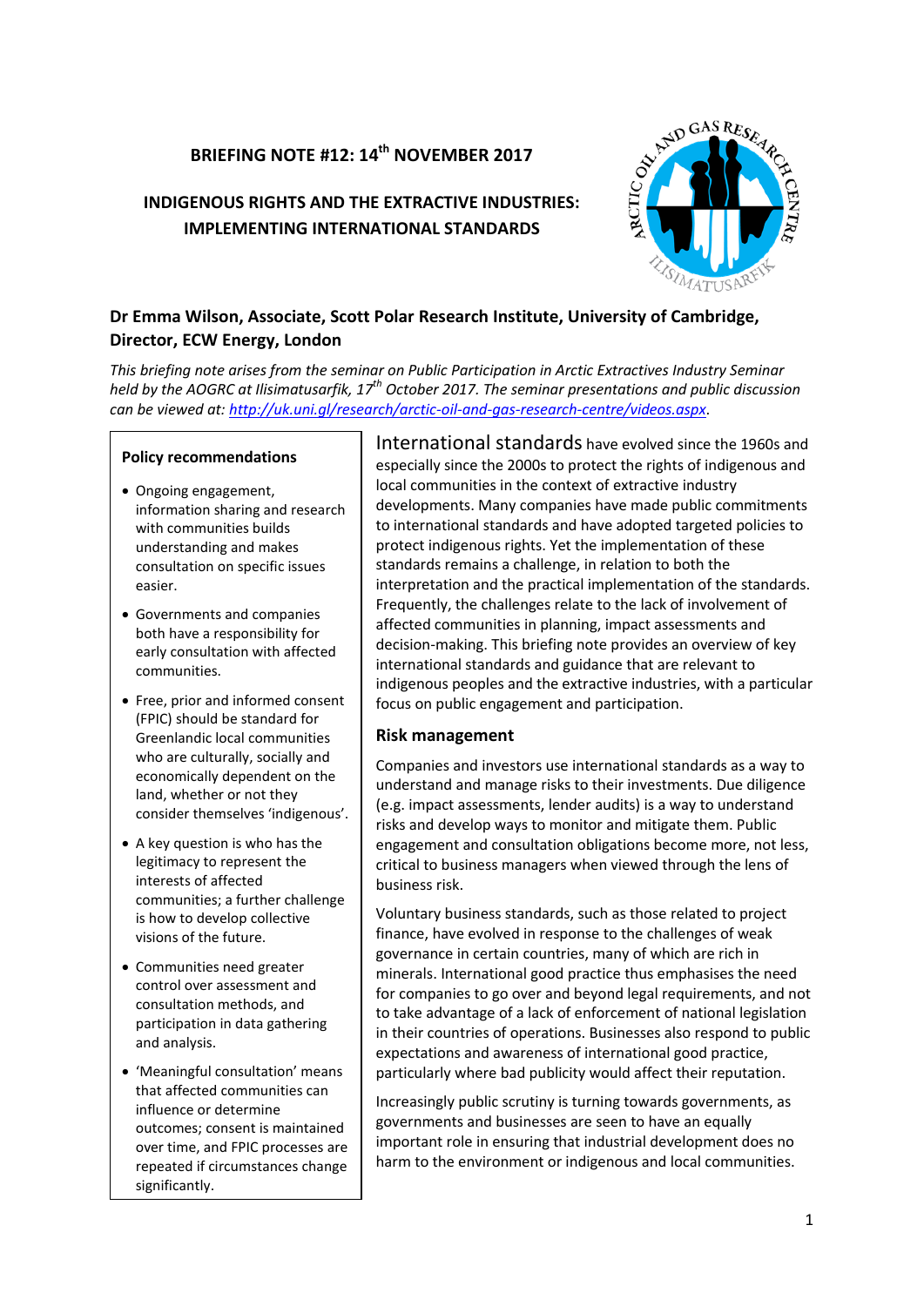## BRIEFING NOTE #12: 14th NOVEMBER 2017

## INDIGENOUS RIGHTS AND THE EXTRACTIVE INDUSTRIES: IMPLEMENTING INTERNATIONAL STANDARDS

**Dr Emma Wilson, Associate, Scott Polar Research Institute, University of Cambridge, Director, ECW Energy, London**

*This briefing note arises from the seminar on Public Participation in Arctic Extractives Industry Seminar held by the AOGRC at Ilisimatusarfik, 17th October 2017. The seminar presentations and public discussion can be viewed at: [http://uk.uni.gl/research/arctic-oil-and-gas-research-centre/videos.aspx](http://uk.uni.gl/research/arctic-oil-and-gas-research-centre/videos.aspx).*

### Policy recommendations

- Ongoing engagement, information sharing and research with communities builds understanding and makes consultation on specific issues easier.
- Governments and companies both have a responsibility for early consultation with affected communities.
- Free, prior and informed consent (FPIC) should be standard for Greenlandic local communities who are culturally, socially and economically dependent on the land, whether or not they consider themselves 'indigenous'.
- A key question is who has the legitimacy to represent the interests of affected communities; a further challenge is how to develop collective visions of the future.
- Communities need greater control over assessment and consultation methods, and participation in data gathering and analysis.
- 'Meaningful consultation' means that affected communities can influence or determine outcomes; consent is maintained over time, and FPIC processes are repeated if circumstances change significantly.

International standards have evolved since the 1960s and especially since the 2000s to protect the rights of indigenous and local communities in the context of extractive industry developments. Many companies have made public commitments to international standards and have adopted targeted policies to protect indigenous rights. Yet the implementation of these standards remains a challenge, in relation to both the interpretation and the practical implementation of the standards. Frequently, the challenges relate to the lack of involvement of affected communities in planning, impact assessments and decision-making. This briefing note provides an overview of key international standards and guidance that are relevant to indigenous peoples and the extractive industries, with a particular focus on public engagement and participation.

### Risk management

Companies and investors use international standards as a way to understand and manage risks to their investments. Due diligence (e.g. impact assessments, lender audits) is a way to understand risks and develop ways to monitor and mitigate them. Public engagement and consultation obligations become more, not less, critical to business managers when viewed through the lens of business risk.

Voluntary business standards, such as those related to project finance, have evolved in response to the challenges of weak governance in certain countries, many of which are rich in minerals. International good practice thus emphasises the need for companies to go over and beyond legal requirements, and not to take advantage of a lack of enforcement of national legislation in their countries of operations. Businesses also respond to public expectations and awareness of international good practice, particularly where bad publicity would affect their reputation.

Increasingly public scrutiny is turning towards governments, as governments and businesses are seen to have an equally important role in ensuring that industrial development does no harm to the environment or indigenous and local communities.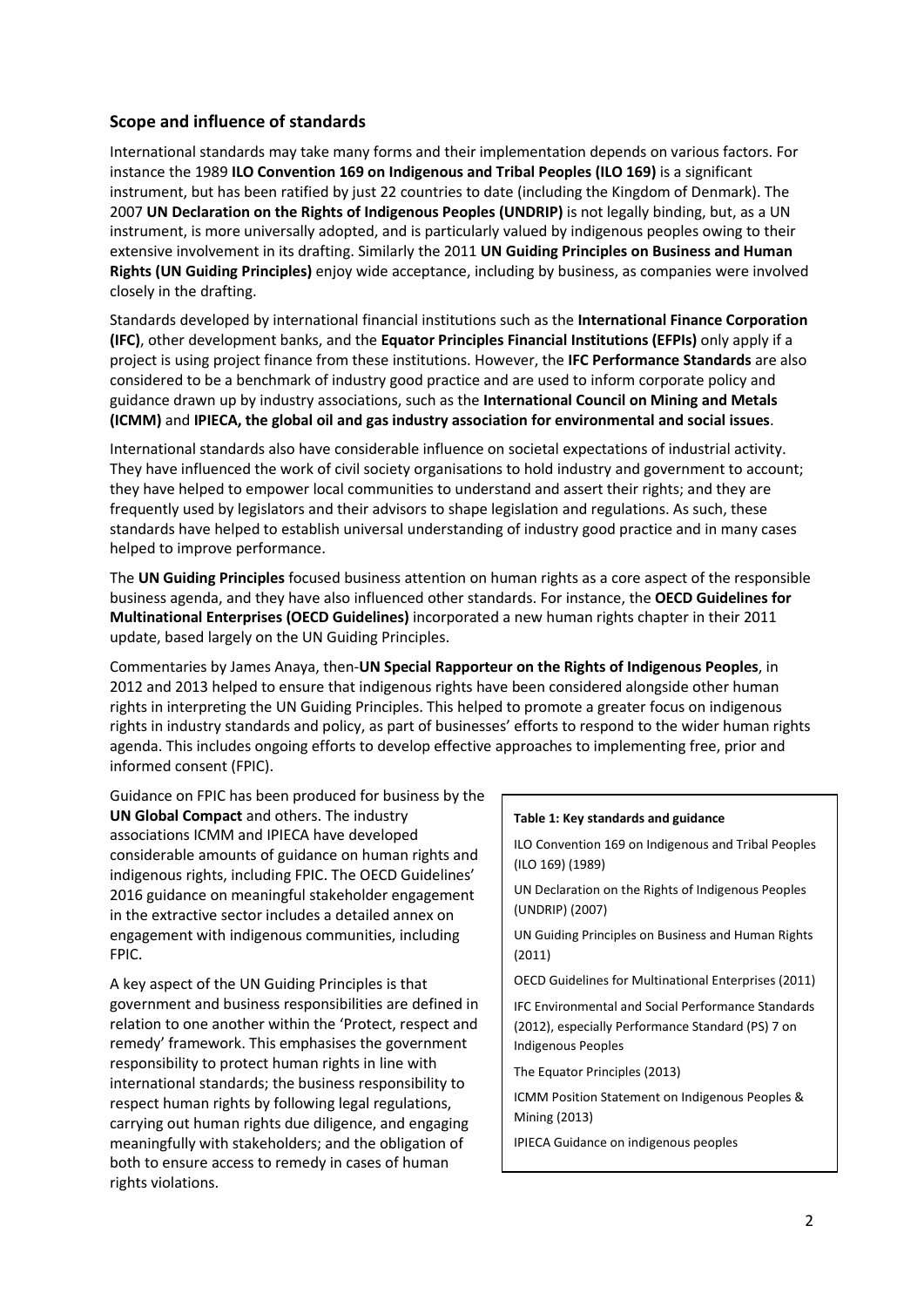## Scope and influence of standards

International standards may take many forms and their implementation depends on various factors. For instance the 1989 **ILO Convention 169 on Indigenous and Tribal Peoples (ILO 169)** is a significant instrument, but has been ratified by just 22 countries to date (including the Kingdom of Denmark). The 2007 **UN Declaration on the Rights of Indigenous Peoples (UNDRIP)** is not legally binding, but, as a UN instrument, is more universally adopted, and is particularly valued by indigenous peoples owing to their extensive involvement in its drafting. Similarly the 2011 **UN Guiding Principles on Business and Human Rights (UN Guiding Principles)** enjoy wide acceptance, including by business, as companies were involved closely in the drafting.

Standards developed by international financial institutions such as the **International Finance Corporation (IFC)**, other development banks, and the **Equator Principles Financial Institutions (EFPIs)** only apply if a project is using project finance from these institutions. However, the **IFC Performance Standards** are also considered to be a benchmark of industry good practice and are used to inform corporate policy and guidance drawn up by industry associations, such as the **International Council on Mining and Metals (ICMM)** and **IPIECA, the global oil and gas industry association for environmental and social issues**.

International standards also have considerable influence on societal expectations of industrial activity. They have influenced the work of civil society organisations to hold industry and government to account; they have helped to empower local communities to understand and assert their rights; and they are frequently used by legislators and their advisors to shape legislation and regulations. As such, these standards have helped to establish universal understanding of industry good practice and in many cases helped to improve performance.

The **UN Guiding Principles** focused business attention on human rights as a core aspect of the responsible business agenda, and they have also influenced other standards. For instance, the **OECD Guidelines for Multinational Enterprises (OECD Guidelines)** incorporated a new human rights chapter in their 2011 update, based largely on the UN Guiding Principles.

Commentaries by James Anaya, then-**UN Special Rapporteur on the Rights of Indigenous Peoples**, in 2012 and 2013 helped to ensure that indigenous rights have been considered alongside other human rights in interpreting the UN Guiding Principles. This helped to promote a greater focus on indigenous rights in industry standards and policy, as part of businesses' efforts to respond to the wider human rights agenda. This includes ongoing efforts to develop effective approaches to implementing free, prior and informed consent (FPIC).

Guidance on FPIC has been produced for business by the **UN Global Compact** and others. The industry associations ICMM and IPIECA have developed considerable amounts of guidance on human rights and indigenous rights, including FPIC. The OECD Guidelines' 2016 guidance on meaningful stakeholder engagement in the extractive sector includes a detailed annex on engagement with indigenous communities, including FPIC.

A key aspect of the UN Guiding Principles is that government and business responsibilities are defined in relation to one another within the 'Protect, respect and remedy' framework. This emphasises the government responsibility to protect human rights in line with international standards; the business responsibility to respect human rights by following legal regulations, carrying out human rights due diligence, and engaging meaningfully with stakeholders; and the obligation of both to ensure access to remedy in cases of human rights violations.

| **Table 1: Key standards and guidance** |
| --- |
| ILO Convention 169 on Indigenous and Tribal Peoples (ILO 169) (1989) |
| UN Declaration on the Rights of Indigenous Peoples (UNDRIP) (2007) |
| UN Guiding Principles on Business and Human Rights (2011) |
| OECD Guidelines for Multinational Enterprises (2011) |
| IFC Environmental and Social Performance Standards (2012), especially Performance Standard (PS) 7 on Indigenous Peoples |
| The Equator Principles (2013) |
| ICMM Position Statement on Indigenous Peoples & Mining (2013) |
| IPIECA Guidance on indigenous peoples |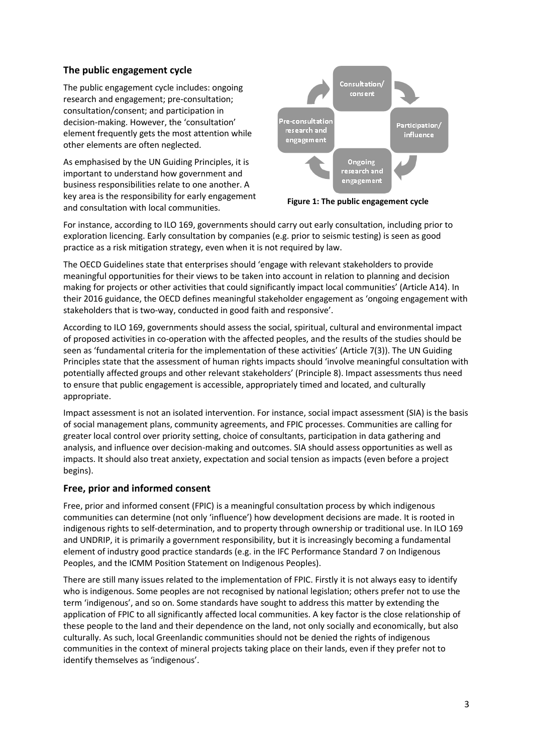## The public engagement cycle

The public engagement cycle includes: ongoing research and engagement; pre-consultation; consultation/consent; and participation in decision-making. However, the 'consultation' element frequently gets the most attention while other elements are often neglected.

As emphasised by the UN Guiding Principles, it is important to understand how government and business responsibilities relate to one another. A key area is the responsibility for early engagement and consultation with local communities.

**Figure 1: The public engagement cycle**

For instance, according to ILO 169, governments should carry out early consultation, including prior to exploration licencing. Early consultation by companies (e.g. prior to seismic testing) is seen as good practice as a risk mitigation strategy, even when it is not required by law.

The OECD Guidelines state that enterprises should 'engage with relevant stakeholders to provide meaningful opportunities for their views to be taken into account in relation to planning and decision making for projects or other activities that could significantly impact local communities' (Article A14). In their 2016 guidance, the OECD defines meaningful stakeholder engagement as 'ongoing engagement with stakeholders that is two-way, conducted in good faith and responsive'.

According to ILO 169, governments should assess the social, spiritual, cultural and environmental impact of proposed activities in co-operation with the affected peoples, and the results of the studies should be seen as 'fundamental criteria for the implementation of these activities' (Article 7(3)). The UN Guiding Principles state that the assessment of human rights impacts should 'involve meaningful consultation with potentially affected groups and other relevant stakeholders' (Principle 8). Impact assessments thus need to ensure that public engagement is accessible, appropriately timed and located, and culturally appropriate.

Impact assessment is not an isolated intervention. For instance, social impact assessment (SIA) is the basis of social management plans, community agreements, and FPIC processes. Communities are calling for greater local control over priority setting, choice of consultants, participation in data gathering and analysis, and influence over decision-making and outcomes. SIA should assess opportunities as well as impacts. It should also treat anxiety, expectation and social tension as impacts (even before a project begins).

## Free, prior and informed consent

Free, prior and informed consent (FPIC) is a meaningful consultation process by which indigenous communities can determine (not only 'influence') how development decisions are made. It is rooted in indigenous rights to self-determination, and to property through ownership or traditional use. In ILO 169 and UNDRIP, it is primarily a government responsibility, but it is increasingly becoming a fundamental element of industry good practice standards (e.g. in the IFC Performance Standard 7 on Indigenous Peoples, and the ICMM Position Statement on Indigenous Peoples).

There are still many issues related to the implementation of FPIC. Firstly it is not always easy to identify who is indigenous. Some peoples are not recognised by national legislation; others prefer not to use the term 'indigenous', and so on. Some standards have sought to address this matter by extending the application of FPIC to all significantly affected local communities. A key factor is the close relationship of these people to the land and their dependence on the land, not only socially and economically, but also culturally. As such, local Greenlandic communities should not be denied the rights of indigenous communities in the context of mineral projects taking place on their lands, even if they prefer not to identify themselves as 'indigenous'.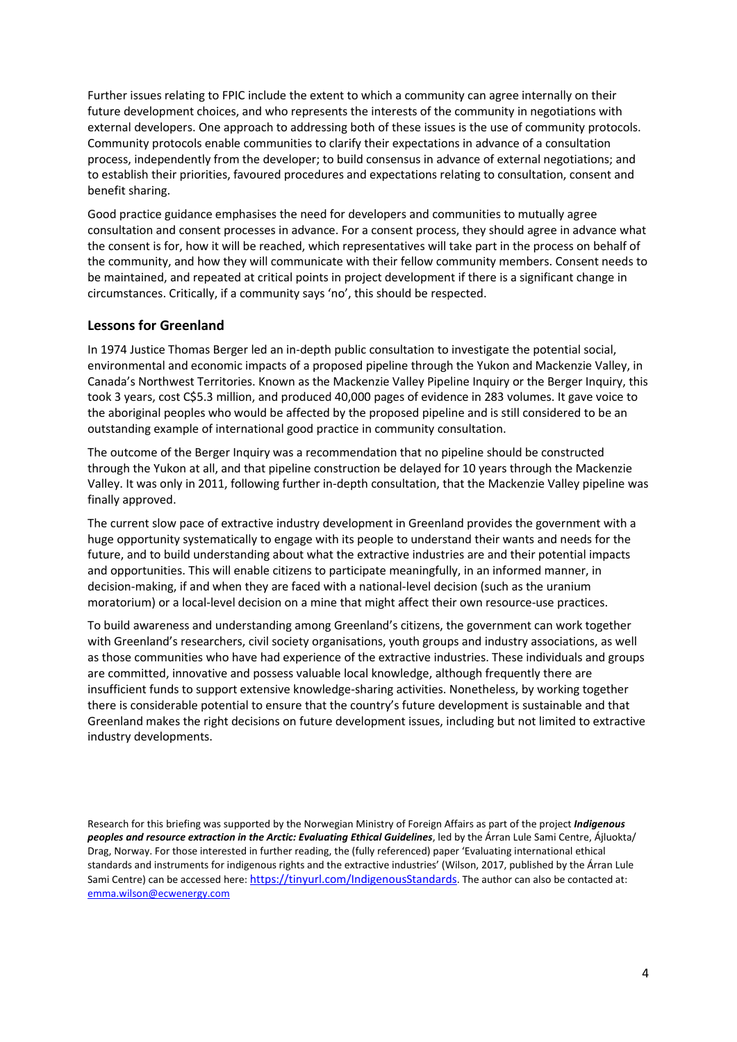Further issues relating to FPIC include the extent to which a community can agree internally on their future development choices, and who represents the interests of the community in negotiations with external developers. One approach to addressing both of these issues is the use of community protocols. Community protocols enable communities to clarify their expectations in advance of a consultation process, independently from the developer; to build consensus in advance of external negotiations; and to establish their priorities, favoured procedures and expectations relating to consultation, consent and benefit sharing.

Good practice guidance emphasises the need for developers and communities to mutually agree consultation and consent processes in advance. For a consent process, they should agree in advance what the consent is for, how it will be reached, which representatives will take part in the process on behalf of the community, and how they will communicate with their fellow community members. Consent needs to be maintained, and repeated at critical points in project development if there is a significant change in circumstances. Critically, if a community says 'no', this should be respected.

## Lessons for Greenland

In 1974 Justice Thomas Berger led an in-depth public consultation to investigate the potential social, environmental and economic impacts of a proposed pipeline through the Yukon and Mackenzie Valley, in Canada's Northwest Territories. Known as the Mackenzie Valley Pipeline Inquiry or the Berger Inquiry, this took 3 years, cost C$5.3 million, and produced 40,000 pages of evidence in 283 volumes. It gave voice to the aboriginal peoples who would be affected by the proposed pipeline and is still considered to be an outstanding example of international good practice in community consultation.

The outcome of the Berger Inquiry was a recommendation that no pipeline should be constructed through the Yukon at all, and that pipeline construction be delayed for 10 years through the Mackenzie Valley. It was only in 2011, following further in-depth consultation, that the Mackenzie Valley pipeline was finally approved.

The current slow pace of extractive industry development in Greenland provides the government with a huge opportunity systematically to engage with its people to understand their wants and needs for the future, and to build understanding about what the extractive industries are and their potential impacts and opportunities. This will enable citizens to participate meaningfully, in an informed manner, in decision-making, if and when they are faced with a national-level decision (such as the uranium moratorium) or a local-level decision on a mine that might affect their own resource-use practices.

To build awareness and understanding among Greenland's citizens, the government can work together with Greenland's researchers, civil society organisations, youth groups and industry associations, as well as those communities who have had experience of the extractive industries. These individuals and groups are committed, innovative and possess valuable local knowledge, although frequently there are insufficient funds to support extensive knowledge-sharing activities. Nonetheless, by working together there is considerable potential to ensure that the country's future development is sustainable and that Greenland makes the right decisions on future development issues, including but not limited to extractive industry developments.

Research for this briefing was supported by the Norwegian Ministry of Foreign Affairs as part of the project ***Indigenous peoples and resource extraction in the Arctic: Evaluating Ethical Guidelines***, led by the Árran Lule Sami Centre, Ájluokta/Drag, Norway. For those interested in further reading, the (fully referenced) paper 'Evaluating international ethical standards and instruments for indigenous rights and the extractive industries' (Wilson, 2017, published by the Árran Lule Sami Centre) can be accessed here: https://tinyurl.com/IndigenousStandards. The author can also be contacted at: emma.wilson@ecwenergy.com